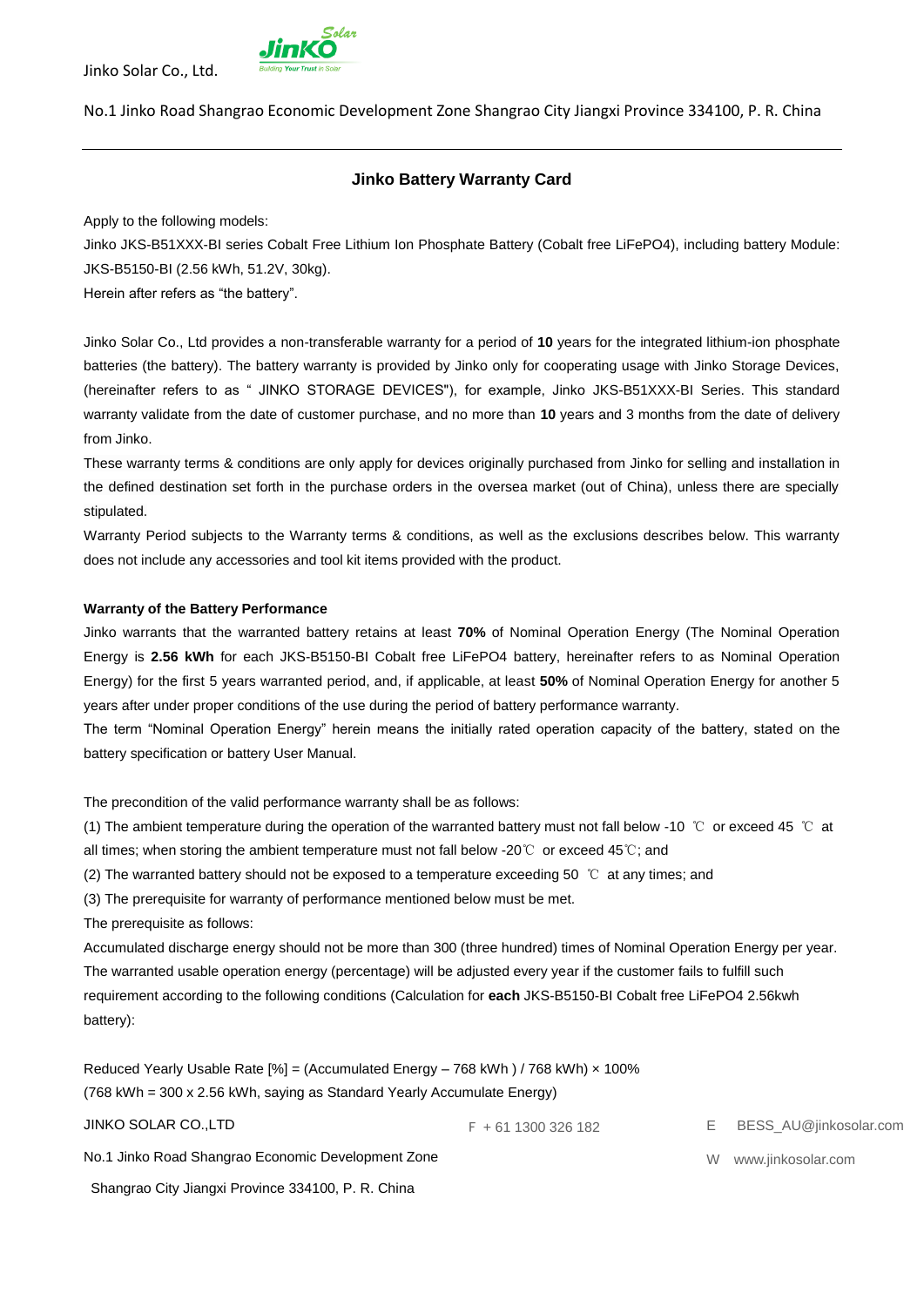Jinko Solar Co., Ltd.

No.1 Jinko Road Shangrao Economic Development Zone Shangrao City Jiangxi Province 334100, P. R. China

---

## Jinko Battery Warranty Card

Apply to the following models:

Jinko JKS-B51XXX-BI series Cobalt Free Lithium Ion Phosphate Battery (Cobalt free LiFePO4), including battery Module: JKS-B5150-BI (2.56 kWh, 51.2V, 30kg).

Herein after refers as "the battery".

Jinko Solar Co., Ltd provides a non-transferable warranty for a period of **10** years for the integrated lithium-ion phosphate batteries (the battery). The battery warranty is provided by Jinko only for cooperating usage with Jinko Storage Devices, (hereinafter refers to as " JINKO STORAGE DEVICES"), for example, Jinko JKS-B51XXX-BI Series. This standard warranty validate from the date of customer purchase, and no more than **10** years and 3 months from the date of delivery from Jinko.

These warranty terms & conditions are only apply for devices originally purchased from Jinko for selling and installation in the defined destination set forth in the purchase orders in the oversea market (out of China), unless there are specially stipulated.

Warranty Period subjects to the Warranty terms & conditions, as well as the exclusions describes below. This warranty does not include any accessories and tool kit items provided with the product.

**Warranty of the Battery Performance**

Jinko warrants that the warranted battery retains at least **70%** of Nominal Operation Energy (The Nominal Operation Energy is **2.56 kWh** for each JKS-B5150-BI Cobalt free LiFePO4 battery, hereinafter refers to as Nominal Operation Energy) for the first 5 years warranted period, and, if applicable, at least **50%** of Nominal Operation Energy for another 5 years after under proper conditions of the use during the period of battery performance warranty.

The term "Nominal Operation Energy" herein means the initially rated operation capacity of the battery, stated on the battery specification or battery User Manual.

The precondition of the valid performance warranty shall be as follows:

(1) The ambient temperature during the operation of the warranted battery must not fall below -10 ℃ or exceed 45 ℃ at all times; when storing the ambient temperature must not fall below -20℃ or exceed 45℃; and

(2) The warranted battery should not be exposed to a temperature exceeding 50 ℃ at any times; and

(3) The prerequisite for warranty of performance mentioned below must be met.

The prerequisite as follows:

Accumulated discharge energy should not be more than 300 (three hundred) times of Nominal Operation Energy per year. The warranted usable operation energy (percentage) will be adjusted every year if the customer fails to fulfill such requirement according to the following conditions (Calculation for **each** JKS-B5150-BI Cobalt free LiFePO4 2.56kwh battery):

Reduced Yearly Usable Rate [%] = (Accumulated Energy – 768 kWh ) / 768 kWh) × 100%

(768 kWh = 300 x 2.56 kWh, saying as Standard Yearly Accumulate Energy)

JINKO SOLAR CO.,LTD

No.1 Jinko Road Shangrao Economic Development Zone

Shangrao City Jiangxi Province 334100, P. R. China

F + 61 1300 326 182

E BESS_AU@jinkosolar.com

W www.jinkosolar.com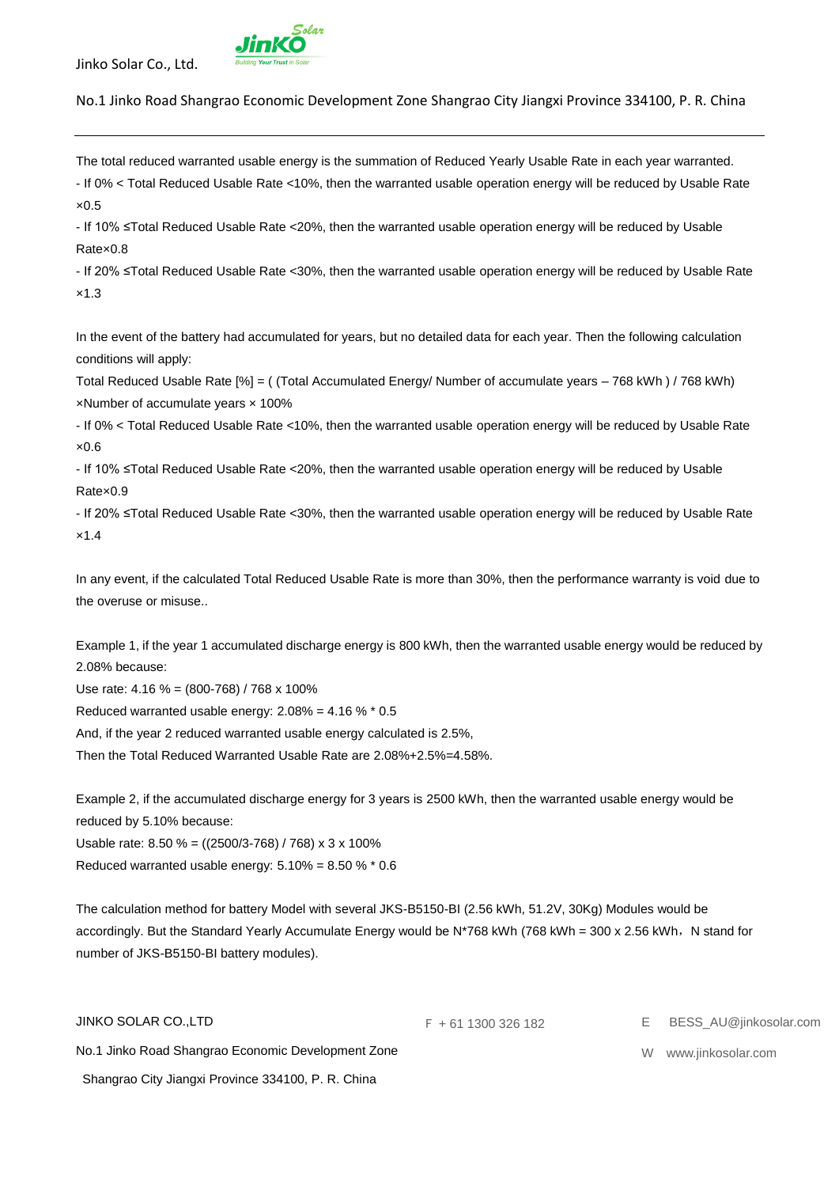The total reduced warranted usable energy is the summation of Reduced Yearly Usable Rate in each year warranted.

- If 0% < Total Reduced Usable Rate <10%, then the warranted usable operation energy will be reduced by Usable Rate ×0.5
- If 10% ≤Total Reduced Usable Rate <20%, then the warranted usable operation energy will be reduced by Usable Rate×0.8
- If 20% ≤Total Reduced Usable Rate <30%, then the warranted usable operation energy will be reduced by Usable Rate ×1.3

In the event of the battery had accumulated for years, but no detailed data for each year. Then the following calculation conditions will apply:

Total Reduced Usable Rate [%] = ( (Total Accumulated Energy/ Number of accumulate years – 768 kWh ) / 768 kWh) ×Number of accumulate years × 100%

- If 0% < Total Reduced Usable Rate <10%, then the warranted usable operation energy will be reduced by Usable Rate ×0.6
- If 10% ≤Total Reduced Usable Rate <20%, then the warranted usable operation energy will be reduced by Usable Rate×0.9
- If 20% ≤Total Reduced Usable Rate <30%, then the warranted usable operation energy will be reduced by Usable Rate ×1.4

In any event, if the calculated Total Reduced Usable Rate is more than 30%, then the performance warranty is void due to the overuse or misuse..

Example 1, if the year 1 accumulated discharge energy is 800 kWh, then the warranted usable energy would be reduced by 2.08% because:

Use rate: 4.16 % = (800-768) / 768 x 100%

Reduced warranted usable energy: 2.08% = 4.16 % * 0.5

And, if the year 2 reduced warranted usable energy calculated is 2.5%,

Then the Total Reduced Warranted Usable Rate are 2.08%+2.5%=4.58%.

Example 2, if the accumulated discharge energy for 3 years is 2500 kWh, then the warranted usable energy would be reduced by 5.10% because:

Usable rate: 8.50 % = ((2500/3-768) / 768) x 3 x 100%

Reduced warranted usable energy: 5.10% = 8.50 % * 0.6

The calculation method for battery Model with several JKS-B5150-BI (2.56 kWh, 51.2V, 30Kg) Modules would be accordingly. But the Standard Yearly Accumulate Energy would be N*768 kWh (768 kWh = 300 x 2.56 kWh，N stand for number of JKS-B5150-BI battery modules).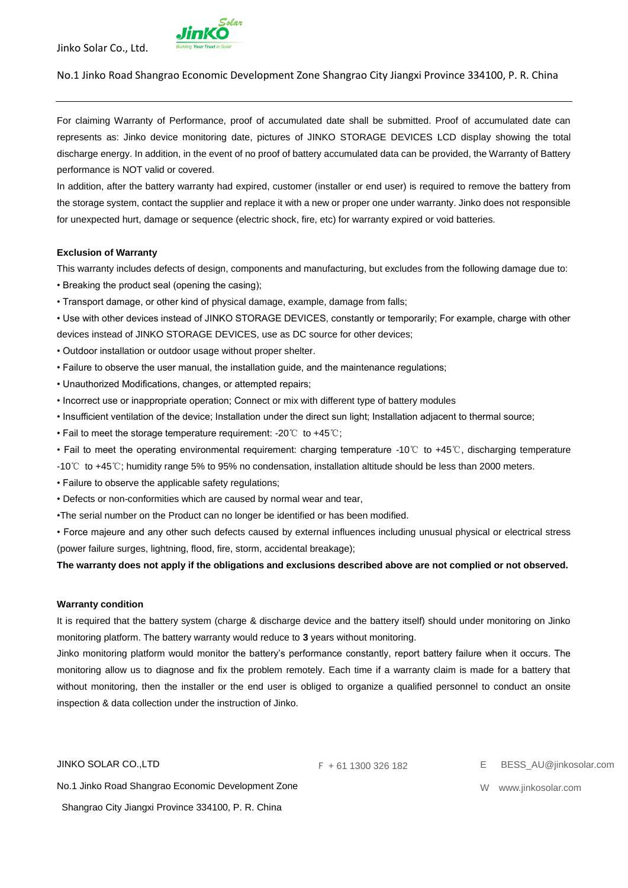For claiming Warranty of Performance, proof of accumulated date shall be submitted. Proof of accumulated date can represents as: Jinko device monitoring date, pictures of JINKO STORAGE DEVICES LCD display showing the total discharge energy. In addition, in the event of no proof of battery accumulated data can be provided, the Warranty of Battery performance is NOT valid or covered.

In addition, after the battery warranty had expired, customer (installer or end user) is required to remove the battery from the storage system, contact the supplier and replace it with a new or proper one under warranty. Jinko does not responsible for unexpected hurt, damage or sequence (electric shock, fire, etc) for warranty expired or void batteries.

**Exclusion of Warranty**

This warranty includes defects of design, components and manufacturing, but excludes from the following damage due to:

- Breaking the product seal (opening the casing);
- Transport damage, or other kind of physical damage, example, damage from falls;
- Use with other devices instead of JINKO STORAGE DEVICES, constantly or temporarily; For example, charge with other devices instead of JINKO STORAGE DEVICES, use as DC source for other devices;
- Outdoor installation or outdoor usage without proper shelter.
- Failure to observe the user manual, the installation guide, and the maintenance regulations;
- Unauthorized Modifications, changes, or attempted repairs;
- Incorrect use or inappropriate operation; Connect or mix with different type of battery modules
- Insufficient ventilation of the device; Installation under the direct sun light; Installation adjacent to thermal source;
- Fail to meet the storage temperature requirement: -20℃ to +45℃;
- Fail to meet the operating environmental requirement: charging temperature -10℃ to +45℃, discharging temperature -10℃ to +45℃; humidity range 5% to 95% no condensation, installation altitude should be less than 2000 meters.
- Failure to observe the applicable safety regulations;
- Defects or non-conformities which are caused by normal wear and tear,
- The serial number on the Product can no longer be identified or has been modified.
- Force majeure and any other such defects caused by external influences including unusual physical or electrical stress (power failure surges, lightning, flood, fire, storm, accidental breakage);

**The warranty does not apply if the obligations and exclusions described above are not complied or not observed.**

**Warranty condition**

It is required that the battery system (charge & discharge device and the battery itself) should under monitoring on Jinko monitoring platform. The battery warranty would reduce to **3** years without monitoring.

Jinko monitoring platform would monitor the battery's performance constantly, report battery failure when it occurs. The monitoring allow us to diagnose and fix the problem remotely. Each time if a warranty claim is made for a battery that without monitoring, then the installer or the end user is obliged to organize a qualified personnel to conduct an onsite inspection & data collection under the instruction of Jinko.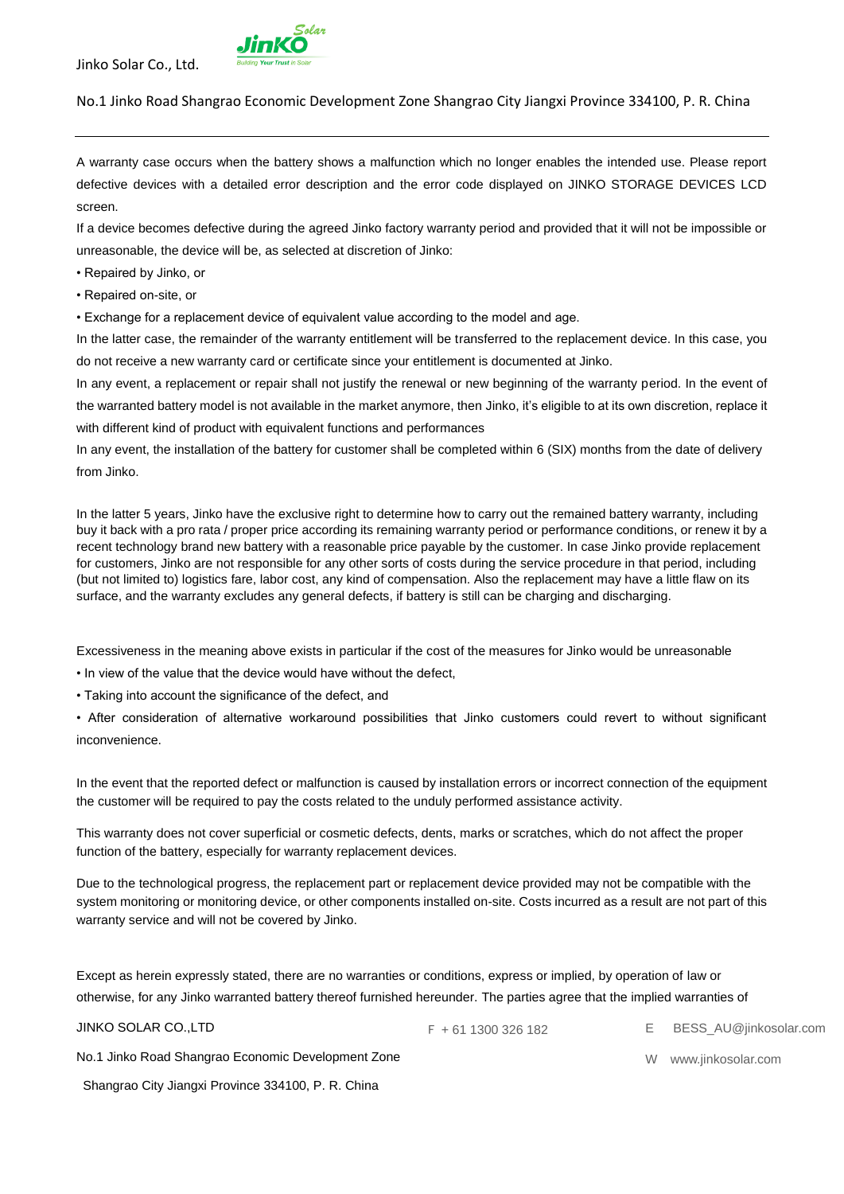A warranty case occurs when the battery shows a malfunction which no longer enables the intended use. Please report defective devices with a detailed error description and the error code displayed on JINKO STORAGE DEVICES LCD screen.

If a device becomes defective during the agreed Jinko factory warranty period and provided that it will not be impossible or unreasonable, the device will be, as selected at discretion of Jinko:

- Repaired by Jinko, or
- Repaired on-site, or
- Exchange for a replacement device of equivalent value according to the model and age.

In the latter case, the remainder of the warranty entitlement will be transferred to the replacement device. In this case, you do not receive a new warranty card or certificate since your entitlement is documented at Jinko.

In any event, a replacement or repair shall not justify the renewal or new beginning of the warranty period. In the event of the warranted battery model is not available in the market anymore, then Jinko, it's eligible to at its own discretion, replace it with different kind of product with equivalent functions and performances

In any event, the installation of the battery for customer shall be completed within 6 (SIX) months from the date of delivery from Jinko.

In the latter 5 years, Jinko have the exclusive right to determine how to carry out the remained battery warranty, including buy it back with a pro rata / proper price according its remaining warranty period or performance conditions, or renew it by a recent technology brand new battery with a reasonable price payable by the customer. In case Jinko provide replacement for customers, Jinko are not responsible for any other sorts of costs during the service procedure in that period, including (but not limited to) logistics fare, labor cost, any kind of compensation. Also the replacement may have a little flaw on its surface, and the warranty excludes any general defects, if battery is still can be charging and discharging.

Excessiveness in the meaning above exists in particular if the cost of the measures for Jinko would be unreasonable

- In view of the value that the device would have without the defect,
- Taking into account the significance of the defect, and
- After consideration of alternative workaround possibilities that Jinko customers could revert to without significant inconvenience.

In the event that the reported defect or malfunction is caused by installation errors or incorrect connection of the equipment the customer will be required to pay the costs related to the unduly performed assistance activity.

This warranty does not cover superficial or cosmetic defects, dents, marks or scratches, which do not affect the proper function of the battery, especially for warranty replacement devices.

Due to the technological progress, the replacement part or replacement device provided may not be compatible with the system monitoring or monitoring device, or other components installed on-site. Costs incurred as a result are not part of this warranty service and will not be covered by Jinko.

Except as herein expressly stated, there are no warranties or conditions, express or implied, by operation of law or otherwise, for any Jinko warranted battery thereof furnished hereunder. The parties agree that the implied warranties of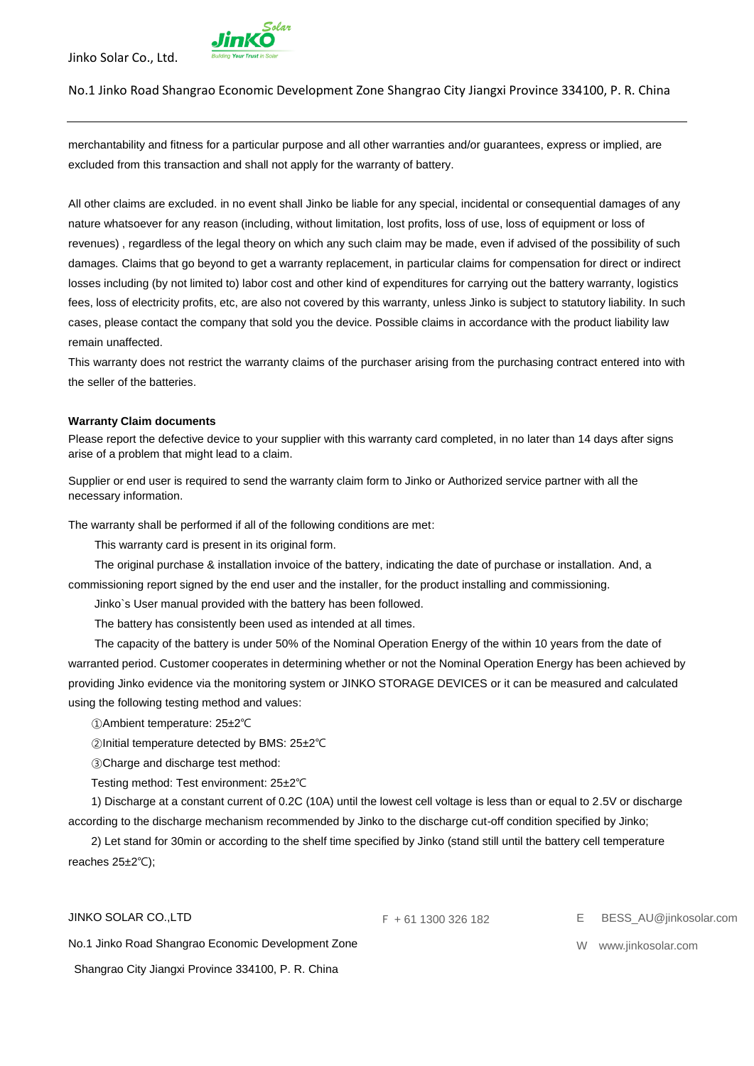merchantability and fitness for a particular purpose and all other warranties and/or guarantees, express or implied, are excluded from this transaction and shall not apply for the warranty of battery.

All other claims are excluded. in no event shall Jinko be liable for any special, incidental or consequential damages of any nature whatsoever for any reason (including, without limitation, lost profits, loss of use, loss of equipment or loss of revenues) , regardless of the legal theory on which any such claim may be made, even if advised of the possibility of such damages. Claims that go beyond to get a warranty replacement, in particular claims for compensation for direct or indirect losses including (by not limited to) labor cost and other kind of expenditures for carrying out the battery warranty, logistics fees, loss of electricity profits, etc, are also not covered by this warranty, unless Jinko is subject to statutory liability. In such cases, please contact the company that sold you the device. Possible claims in accordance with the product liability law remain unaffected.
This warranty does not restrict the warranty claims of the purchaser arising from the purchasing contract entered into with the seller of the batteries.

**Warranty Claim documents**

Please report the defective device to your supplier with this warranty card completed, in no later than 14 days after signs arise of a problem that might lead to a claim.

Supplier or end user is required to send the warranty claim form to Jinko or Authorized service partner with all the necessary information.

The warranty shall be performed if all of the following conditions are met:

This warranty card is present in its original form.

The original purchase & installation invoice of the battery, indicating the date of purchase or installation. And, a commissioning report signed by the end user and the installer, for the product installing and commissioning.

Jinko`s User manual provided with the battery has been followed.

The battery has consistently been used as intended at all times.

The capacity of the battery is under 50% of the Nominal Operation Energy of the within 10 years from the date of warranted period. Customer cooperates in determining whether or not the Nominal Operation Energy has been achieved by providing Jinko evidence via the monitoring system or JINKO STORAGE DEVICES or it can be measured and calculated using the following testing method and values:

①Ambient temperature: 25±2℃

②Initial temperature detected by BMS: 25±2℃

③Charge and discharge test method:

Testing method: Test environment: 25±2℃

1) Discharge at a constant current of 0.2C (10A) until the lowest cell voltage is less than or equal to 2.5V or discharge according to the discharge mechanism recommended by Jinko to the discharge cut-off condition specified by Jinko;

2) Let stand for 30min or according to the shelf time specified by Jinko (stand still until the battery cell temperature reaches 25±2℃);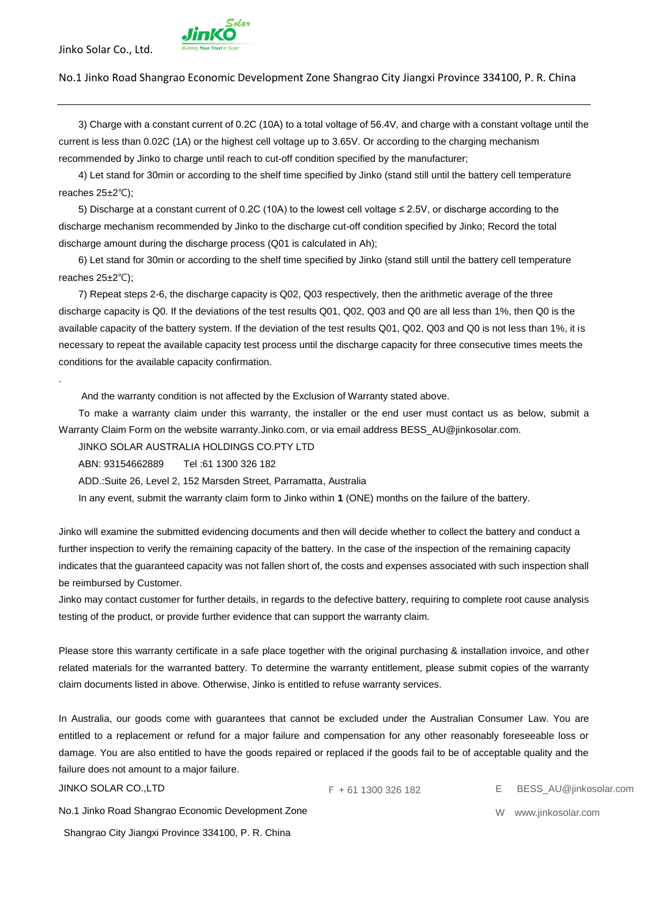3) Charge with a constant current of 0.2C (10A) to a total voltage of 56.4V, and charge with a constant voltage until the current is less than 0.02C (1A) or the highest cell voltage up to 3.65V. Or according to the charging mechanism recommended by Jinko to charge until reach to cut-off condition specified by the manufacturer;

4) Let stand for 30min or according to the shelf time specified by Jinko (stand still until the battery cell temperature reaches 25±2℃);

5) Discharge at a constant current of 0.2C (10A) to the lowest cell voltage ≤ 2.5V, or discharge according to the discharge mechanism recommended by Jinko to the discharge cut-off condition specified by Jinko; Record the total discharge amount during the discharge process (Q01 is calculated in Ah);

6) Let stand for 30min or according to the shelf time specified by Jinko (stand still until the battery cell temperature reaches 25±2℃);

7) Repeat steps 2-6, the discharge capacity is Q02, Q03 respectively, then the arithmetic average of the three discharge capacity is Q0. If the deviations of the test results Q01, Q02, Q03 and Q0 are all less than 1%, then Q0 is the available capacity of the battery system. If the deviation of the test results Q01, Q02, Q03 and Q0 is not less than 1%, it is necessary to repeat the available capacity test process until the discharge capacity for three consecutive times meets the conditions for the available capacity confirmation.

.

And the warranty condition is not affected by the Exclusion of Warranty stated above.

To make a warranty claim under this warranty, the installer or the end user must contact us as below, submit a Warranty Claim Form on the website warranty.Jinko.com, or via email address BESS_AU@jinkosolar.com.

JINKO SOLAR AUSTRALIA HOLDINGS CO.PTY LTD

ABN: 93154662889 Tel :61 1300 326 182

ADD.:Suite 26, Level 2, 152 Marsden Street, Parramatta, Australia

In any event, submit the warranty claim form to Jinko within **1** (ONE) months on the failure of the battery.

Jinko will examine the submitted evidencing documents and then will decide whether to collect the battery and conduct a further inspection to verify the remaining capacity of the battery. In the case of the inspection of the remaining capacity indicates that the guaranteed capacity was not fallen short of, the costs and expenses associated with such inspection shall be reimbursed by Customer.

Jinko may contact customer for further details, in regards to the defective battery, requiring to complete root cause analysis testing of the product, or provide further evidence that can support the warranty claim.

Please store this warranty certificate in a safe place together with the original purchasing & installation invoice, and other related materials for the warranted battery. To determine the warranty entitlement, please submit copies of the warranty claim documents listed in above. Otherwise, Jinko is entitled to refuse warranty services.

In Australia, our goods come with guarantees that cannot be excluded under the Australian Consumer Law. You are entitled to a replacement or refund for a major failure and compensation for any other reasonably foreseeable loss or damage. You are also entitled to have the goods repaired or replaced if the goods fail to be of acceptable quality and the failure does not amount to a major failure.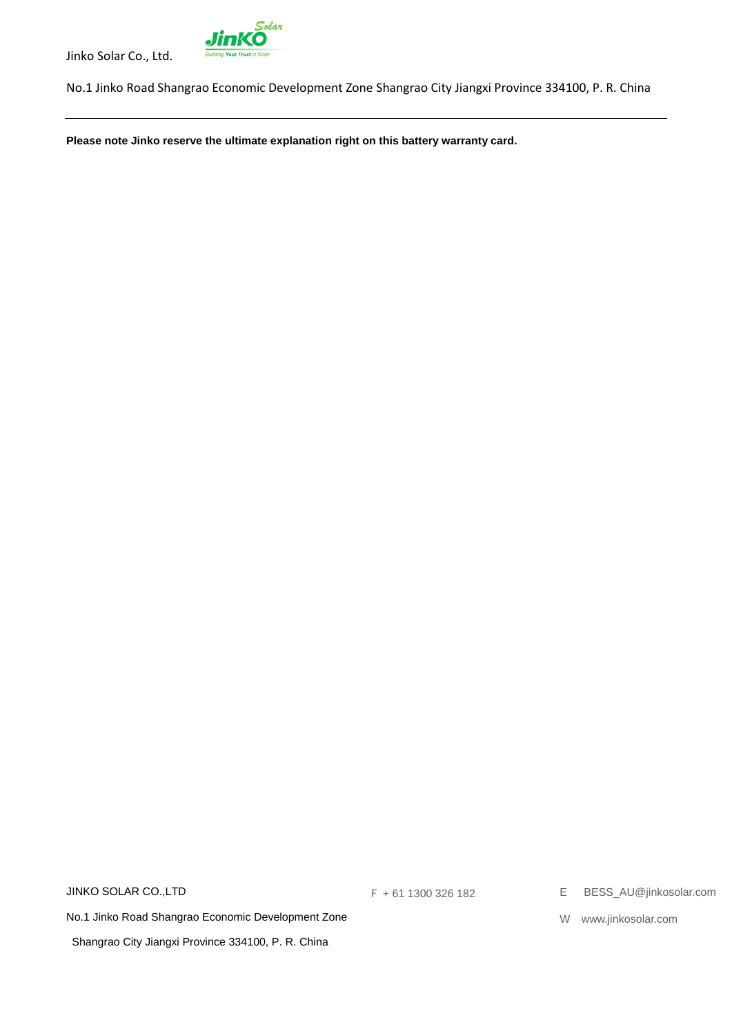**Please note Jinko reserve the ultimate explanation right on this battery warranty card.**